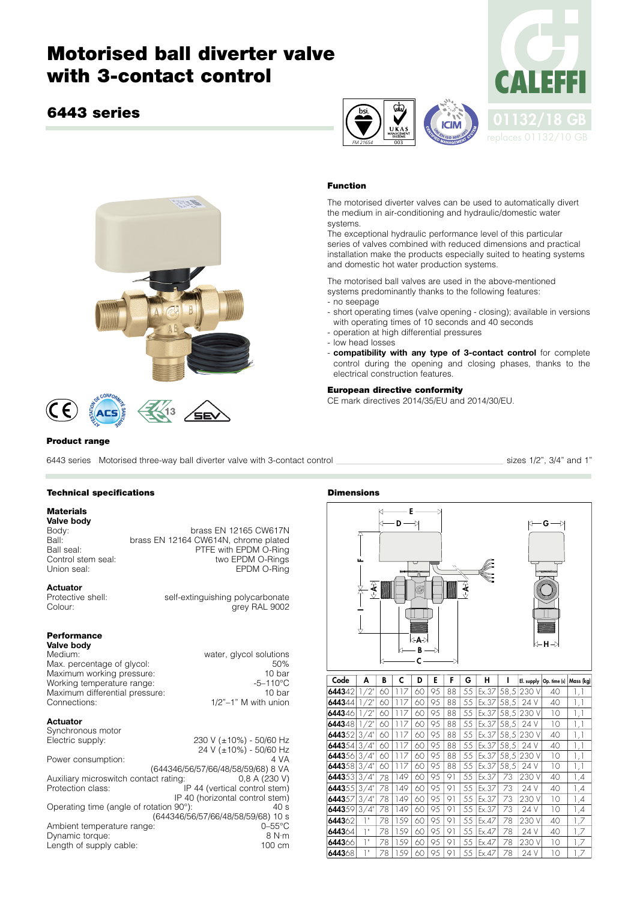# Motorised ball diverter valve with 3-contact control

## 6443 series

01132/18 GB

replaces 01132/10 GB

### Function

The motorised diverter valves can be used to automatically divert the medium in air-conditioning and hydraulic/domestic water systems.
The exceptional hydraulic performance level of this particular series of valves combined with reduced dimensions and practical installation make the products especially suited to heating systems and domestic hot water production systems.

The motorised ball valves are used in the above-mentioned systems predominantly thanks to the following features:
- no seepage
- short operating times (valve opening - closing); available in versions with operating times of 10 seconds and 40 seconds
- operation at high differential pressures
- low head losses
- **compatibility with any type of 3-contact control** for complete control during the opening and closing phases, thanks to the electrical construction features.

### European directive conformity

CE mark directives 2014/35/EU and 2014/30/EU.

### Product range

6443 series Motorised three-way ball diverter valve with 3-contact control sizes 1/2", 3/4" and 1"

### Technical specifications

**Materials**

**Valve body**

| | |
|---|---|
| Body: | brass EN 12165 CW617N |
| Ball: | brass EN 12164 CW614N, chrome plated |
| Ball seal: | PTFE with EPDM O-Ring |
| Control stem seal: | two EPDM O-Rings |
| Union seal: | EPDM O-Ring |

**Actuator**

| | |
|---|---|
| Protective shell: | self-extinguishing polycarbonate |
| Colour: | grey RAL 9002 |

**Performance**

**Valve body**

| | |
|---|---|
| Medium: | water, glycol solutions |
| Max. percentage of glycol: | 50% |
| Maximum working pressure: | 10 bar |
| Working temperature range: | -5–110°C |
| Maximum differential pressure: | 10 bar |
| Connections: | 1/2"–1" M with union |

**Actuator**

Synchronous motor

| | |
|---|---|
| Electric supply: | 230 V (±10%) - 50/60 Hz<br>24 V (±10%) - 50/60 Hz |
| Power consumption: | 4 VA<br>(644346/56/57/66/48/58/59/68) 8 VA |
| Auxiliary microswitch contact rating: | 0,8 A (230 V) |
| Protection class: | IP 44 (vertical control stem)<br>IP 40 (horizontal control stem) |
| Operating time (angle of rotation 90°): | 40 s<br>(644346/56/57/66/48/58/59/68) 10 s |
| Ambient temperature range: | 0–55°C |
| Dynamic torque: | 8 N·m |
| Length of supply cable: | 100 cm |

### Dimensions

| Code | A | B | C | D | E | F | G | H | I | El. supply | Op. time (s) | Mass (kg) |
|---|---|---|---|---|---|---|---|---|---|---|---|---|
| 644342 | 1/2" | 60 | 117 | 60 | 95 | 88 | 55 | Ex.37 | 58,5 | 230 V | 40 | 1,1 |
| 644344 | 1/2" | 60 | 117 | 60 | 95 | 88 | 55 | Ex.37 | 58,5 | 24 V | 40 | 1,1 |
| 644346 | 1/2" | 60 | 117 | 60 | 95 | 88 | 55 | Ex.37 | 58,5 | 230 V | 10 | 1,1 |
| 644348 | 1/2" | 60 | 117 | 60 | 95 | 88 | 55 | Ex.37 | 58,5 | 24 V | 10 | 1,1 |
| 644352 | 3/4" | 60 | 117 | 60 | 95 | 88 | 55 | Ex.37 | 58,5 | 230 V | 40 | 1,1 |
| 644354 | 3/4" | 60 | 117 | 60 | 95 | 88 | 55 | Ex.37 | 58,5 | 24 V | 40 | 1,1 |
| 644356 | 3/4" | 60 | 117 | 60 | 95 | 88 | 55 | Ex.37 | 58,5 | 230 V | 10 | 1,1 |
| 644358 | 3/4" | 60 | 117 | 60 | 95 | 88 | 55 | Ex.37 | 58,5 | 24 V | 10 | 1,1 |
| 644353 | 3/4" | 78 | 149 | 60 | 95 | 91 | 55 | Ex.37 | 73 | 230 V | 40 | 1,4 |
| 644355 | 3/4" | 78 | 149 | 60 | 95 | 91 | 55 | Ex.37 | 73 | 24 V | 40 | 1,4 |
| 644357 | 3/4" | 78 | 149 | 60 | 95 | 91 | 55 | Ex.37 | 73 | 230 V | 10 | 1,4 |
| 644359 | 3/4" | 78 | 149 | 60 | 95 | 91 | 55 | Ex.37 | 73 | 24 V | 10 | 1,4 |
| 644362 | 1" | 78 | 159 | 60 | 95 | 91 | 55 | Ex.47 | 78 | 230 V | 40 | 1,7 |
| 644364 | 1" | 78 | 159 | 60 | 95 | 91 | 55 | Ex.47 | 78 | 24 V | 40 | 1,7 |
| 644366 | 1" | 78 | 159 | 60 | 95 | 91 | 55 | Ex.47 | 78 | 230 V | 10 | 1,7 |
| 644368 | 1" | 78 | 159 | 60 | 95 | 91 | 55 | Ex.47 | 78 | 24 V | 10 | 1,7 |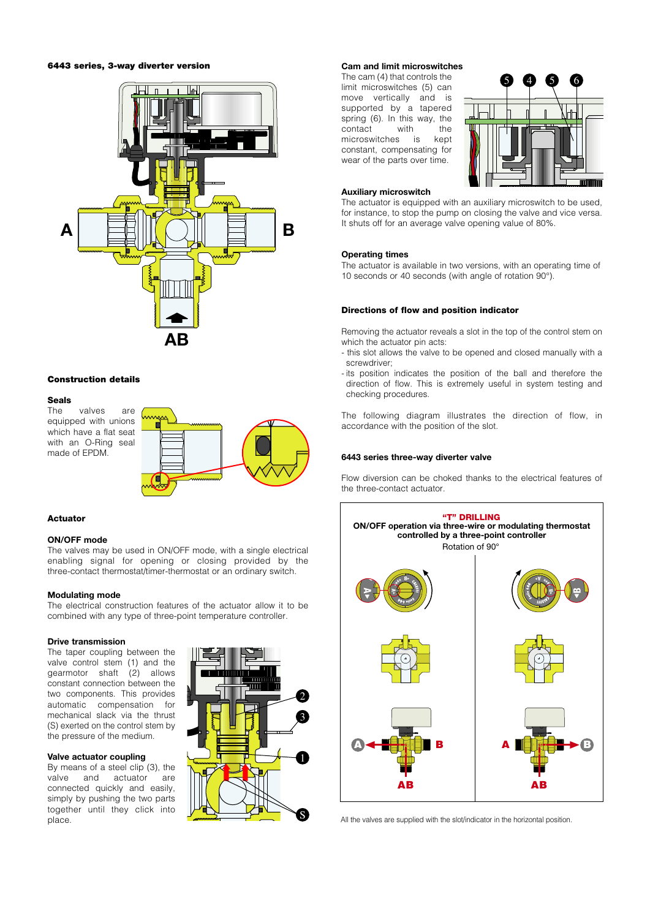## 6443 series, 3-way diverter version

## Construction details

### Seals

The valves are equipped with unions which have a flat seat with an O-Ring seal made of EPDM.

## Actuator

### ON/OFF mode

The valves may be used in ON/OFF mode, with a single electrical enabling signal for opening or closing provided by the three-contact thermostat/timer-thermostat or an ordinary switch.

### Modulating mode

The electrical construction features of the actuator allow it to be combined with any type of three-point temperature controller.

### Drive transmission

The taper coupling between the valve control stem (1) and the gearmotor shaft (2) allows constant connection between the two components. This provides automatic compensation for mechanical slack via the thrust (S) exerted on the control stem by the pressure of the medium.

### Valve actuator coupling

By means of a steel clip (3), the valve and actuator are connected quickly and easily, simply by pushing the two parts together until they click into place.

### Cam and limit microswitches

The cam (4) that controls the limit microswitches (5) can move vertically and is supported by a tapered spring (6). In this way, the contact with the microswitches is kept constant, compensating for wear of the parts over time.

### Auxiliary microswitch

The actuator is equipped with an auxiliary microswitch to be used, for instance, to stop the pump on closing the valve and vice versa. It shuts off for an average valve opening value of 80%.

### Operating times

The actuator is available in two versions, with an operating time of 10 seconds or 40 seconds (with angle of rotation 90°).

## Directions of flow and position indicator

Removing the actuator reveals a slot in the top of the control stem on which the actuator pin acts:

- this slot allows the valve to be opened and closed manually with a screwdriver;
- its position indicates the position of the ball and therefore the direction of flow. This is extremely useful in system testing and checking procedures.

The following diagram illustrates the direction of flow, in accordance with the position of the slot.

## 6443 series three-way diverter valve

Flow diversion can be choked thanks to the electrical features of the three-contact actuator.

**"T" DRILLING**
**ON/OFF operation via three-wire or modulating thermostat controlled by a three-point controller**
Rotation of 90°

All the valves are supplied with the slot/indicator in the horizontal position.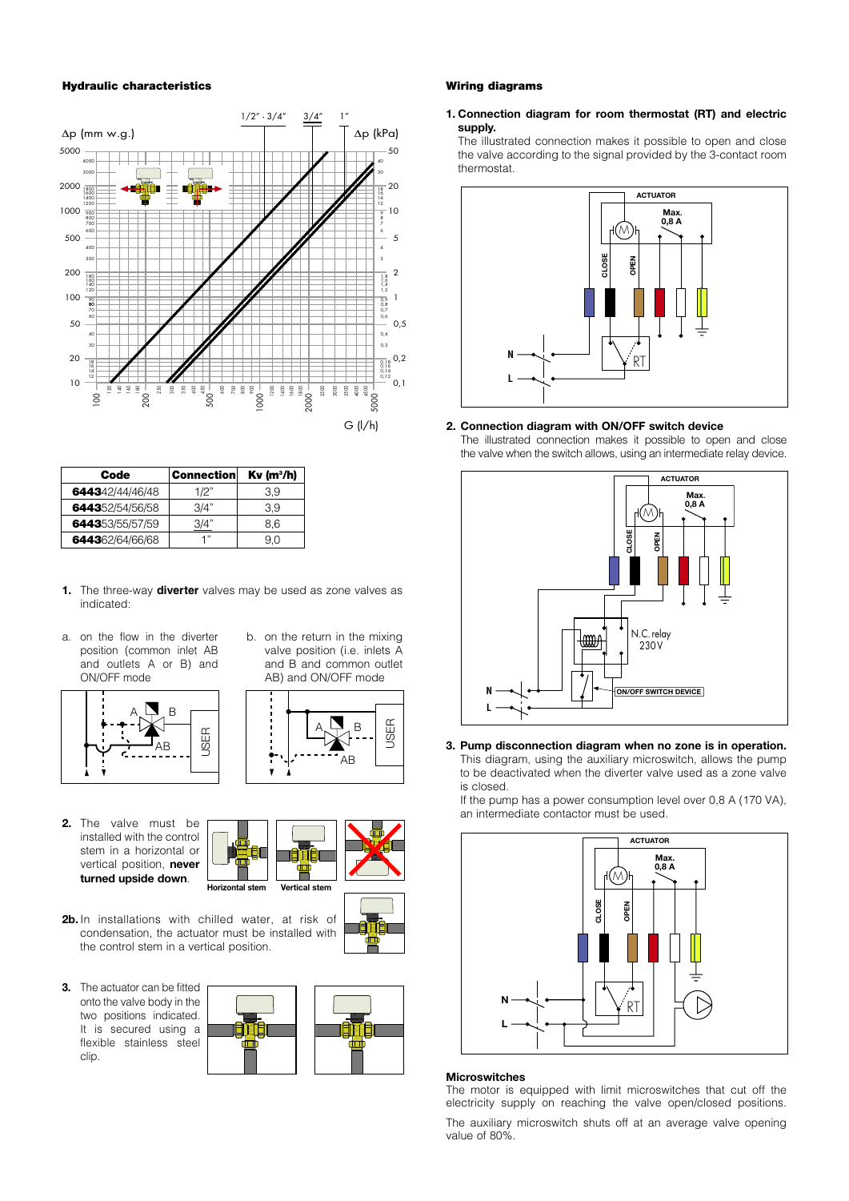## Hydraulic characteristics

| Code | Connection | Kv (m³/h) |
|---|---|---|
| **6443**42/44/46/48 | 1/2" | 3,9 |
| **6443**52/54/56/58 | 3/4" | 3,9 |
| **6443**53/55/57/59 | 3/4" | 8,6 |
| **6443**62/64/66/68 | 1" | 9,0 |

**1.** The three-way **diverter** valves may be used as zone valves as indicated:

a. on the flow in the diverter position (common inlet AB and outlets A or B) and ON/OFF mode

b. on the return in the mixing valve position (i.e. inlets A and B and common outlet AB) and ON/OFF mode

**2.** The valve must be installed with the control stem in a horizontal or vertical position, **never turned upside down**.

Horizontal stem — Vertical stem

**2b.** In installations with chilled water, at risk of condensation, the actuator must be installed with the control stem in a vertical position.

**3.** The actuator can be fitted onto the valve body in the two positions indicated. It is secured using a flexible stainless steel clip.

## Wiring diagrams

**1. Connection diagram for room thermostat (RT) and electric supply.**

The illustrated connection makes it possible to open and close the valve according to the signal provided by the 3-contact room thermostat.

**2. Connection diagram with ON/OFF switch device**

The illustrated connection makes it possible to open and close the valve when the switch allows, using an intermediate relay device.

**3. Pump disconnection diagram when no zone is in operation.**

This diagram, using the auxiliary microswitch, allows the pump to be deactivated when the diverter valve used as a zone valve is closed.

If the pump has a power consumption level over 0,8 A (170 VA), an intermediate contactor must be used.

### Microswitches

The motor is equipped with limit microswitches that cut off the electricity supply on reaching the valve open/closed positions.

The auxiliary microswitch shuts off at an average valve opening value of 80%.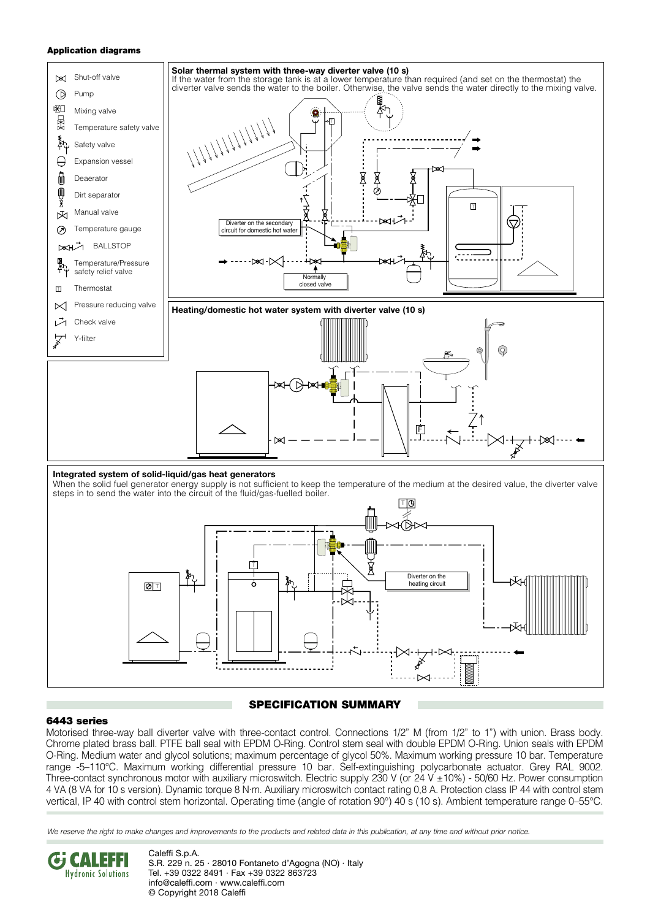### Application diagrams

- Shut-off valve
- Pump
- Mixing valve
- Temperature safety valve
- Safety valve
- Expansion vessel
- Deaerator
- Dirt separator
- Manual valve
- Temperature gauge
- BALLSTOP
- Temperature/Pressure safety relief valve
- Thermostat
- Pressure reducing valve
- Check valve
- Y-filter

**Solar thermal system with three-way diverter valve (10 s)**

If the water from the storage tank is at a lower temperature than required (and set on the thermostat) the diverter valve sends the water to the boiler. Otherwise, the valve sends the water directly to the mixing valve.

Diverter on the secondary circuit for domestic hot water

Normally closed valve

**Heating/domestic hot water system with diverter valve (10 s)**

**Integrated system of solid-liquid/gas heat generators**

When the solid fuel generator energy supply is not sufficient to keep the temperature of the medium at the desired value, the diverter valve steps in to send the water into the circuit of the fluid/gas-fuelled boiler.

Diverter on the heating circuit

## SPECIFICATION SUMMARY

### 6443 series

Motorised three-way ball diverter valve with three-contact control. Connections 1/2" M (from 1/2" to 1") with union. Brass body. Chrome plated brass ball. PTFE ball seal with EPDM O-Ring. Control stem seal with double EPDM O-Ring. Union seals with EPDM O-Ring. Medium water and glycol solutions; maximum percentage of glycol 50%. Maximum working pressure 10 bar. Temperature range -5–110°C. Maximum working differential pressure 10 bar. Self-extinguishing polycarbonate actuator. Grey RAL 9002. Three-contact synchronous motor with auxiliary microswitch. Electric supply 230 V (or 24 V ±10%) - 50/60 Hz. Power consumption 4 VA (8 VA for 10 s version). Dynamic torque 8 N·m. Auxiliary microswitch contact rating 0,8 A. Protection class IP 44 with control stem vertical, IP 40 with control stem horizontal. Operating time (angle of rotation 90°) 40 s (10 s). Ambient temperature range 0–55°C.

*We reserve the right to make changes and improvements to the products and related data in this publication, at any time and without prior notice.*

CALEFFI Hydronic Solutions

Caleffi S.p.A.
S.R. 229 n. 25 · 28010 Fontaneto d'Agogna (NO) · Italy
Tel. +39 0322 8491 · Fax +39 0322 863723
info@caleffi.com · www.caleffi.com
© Copyright 2018 Caleffi